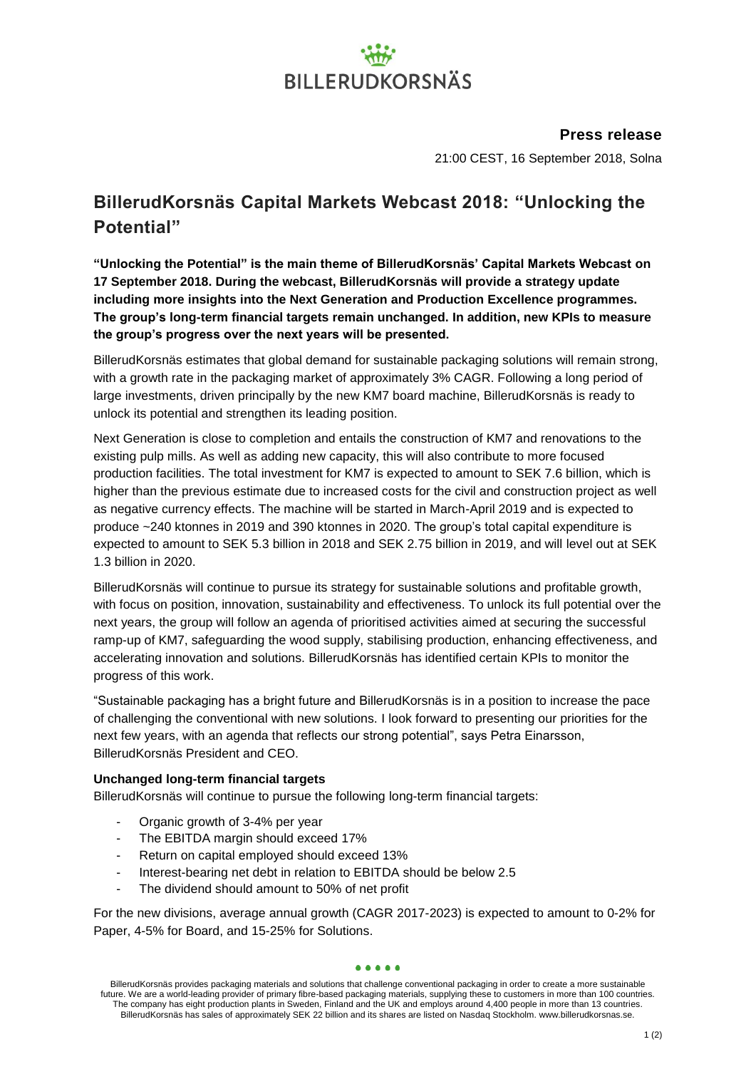**Press release**

21:00 CEST, 16 September 2018, Solna

# BillerudKorsnäs Capital Markets Webcast 2018: "Unlocking the Potential"

**"Unlocking the Potential" is the main theme of BillerudKorsnäs' Capital Markets Webcast on 17 September 2018. During the webcast, BillerudKorsnäs will provide a strategy update including more insights into the Next Generation and Production Excellence programmes. The group's long-term financial targets remain unchanged. In addition, new KPIs to measure the group's progress over the next years will be presented.**

BillerudKorsnäs estimates that global demand for sustainable packaging solutions will remain strong, with a growth rate in the packaging market of approximately 3% CAGR. Following a long period of large investments, driven principally by the new KM7 board machine, BillerudKorsnäs is ready to unlock its potential and strengthen its leading position.

Next Generation is close to completion and entails the construction of KM7 and renovations to the existing pulp mills. As well as adding new capacity, this will also contribute to more focused production facilities. The total investment for KM7 is expected to amount to SEK 7.6 billion, which is higher than the previous estimate due to increased costs for the civil and construction project as well as negative currency effects. The machine will be started in March-April 2019 and is expected to produce ~240 ktonnes in 2019 and 390 ktonnes in 2020. The group's total capital expenditure is expected to amount to SEK 5.3 billion in 2018 and SEK 2.75 billion in 2019, and will level out at SEK 1.3 billion in 2020.

BillerudKorsnäs will continue to pursue its strategy for sustainable solutions and profitable growth, with focus on position, innovation, sustainability and effectiveness. To unlock its full potential over the next years, the group will follow an agenda of prioritised activities aimed at securing the successful ramp-up of KM7, safeguarding the wood supply, stabilising production, enhancing effectiveness, and accelerating innovation and solutions. BillerudKorsnäs has identified certain KPIs to monitor the progress of this work.

"Sustainable packaging has a bright future and BillerudKorsnäs is in a position to increase the pace of challenging the conventional with new solutions. I look forward to presenting our priorities for the next few years, with an agenda that reflects our strong potential", says Petra Einarsson, BillerudKorsnäs President and CEO.

**Unchanged long-term financial targets**

BillerudKorsnäs will continue to pursue the following long-term financial targets:

- Organic growth of 3-4% per year
- The EBITDA margin should exceed 17%
- Return on capital employed should exceed 13%
- Interest-bearing net debt in relation to EBITDA should be below 2.5
- The dividend should amount to 50% of net profit

For the new divisions, average annual growth (CAGR 2017-2023) is expected to amount to 0-2% for Paper, 4-5% for Board, and 15-25% for Solutions.

BillerudKorsnäs provides packaging materials and solutions that challenge conventional packaging in order to create a more sustainable future. We are a world-leading provider of primary fibre-based packaging materials, supplying these to customers in more than 100 countries. The company has eight production plants in Sweden, Finland and the UK and employs around 4,400 people in more than 13 countries. BillerudKorsnäs has sales of approximately SEK 22 billion and its shares are listed on Nasdaq Stockholm. www.billerudkorsnas.se.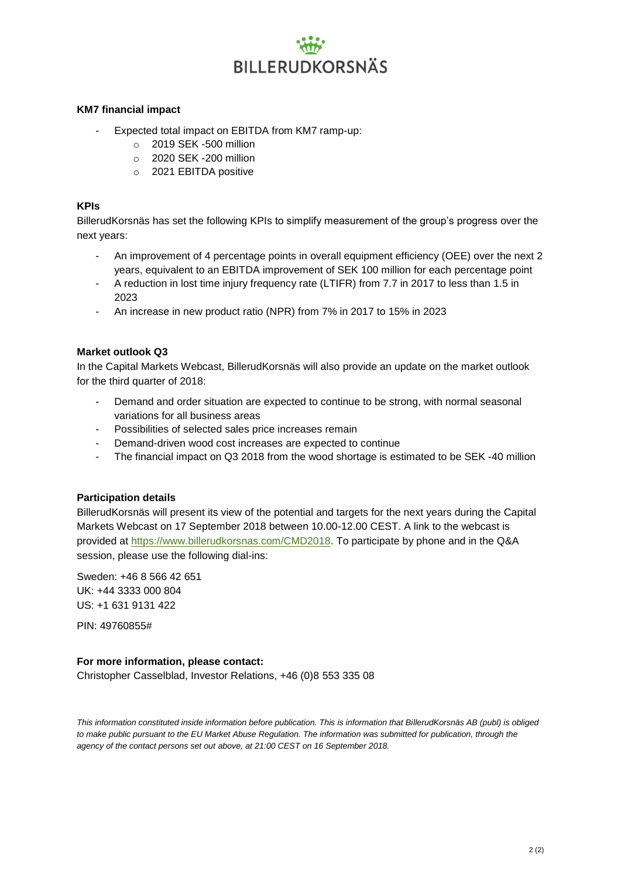**KM7 financial impact**

- Expected total impact on EBITDA from KM7 ramp-up:
  - 2019 SEK -500 million
  - 2020 SEK -200 million
  - 2021 EBITDA positive

**KPIs**

BillerudKorsnäs has set the following KPIs to simplify measurement of the group's progress over the next years:

- An improvement of 4 percentage points in overall equipment efficiency (OEE) over the next 2 years, equivalent to an EBITDA improvement of SEK 100 million for each percentage point
- A reduction in lost time injury frequency rate (LTIFR) from 7.7 in 2017 to less than 1.5 in 2023
- An increase in new product ratio (NPR) from 7% in 2017 to 15% in 2023

**Market outlook Q3**

In the Capital Markets Webcast, BillerudKorsnäs will also provide an update on the market outlook for the third quarter of 2018:

- Demand and order situation are expected to continue to be strong, with normal seasonal variations for all business areas
- Possibilities of selected sales price increases remain
- Demand-driven wood cost increases are expected to continue
- The financial impact on Q3 2018 from the wood shortage is estimated to be SEK -40 million

**Participation details**

BillerudKorsnäs will present its view of the potential and targets for the next years during the Capital Markets Webcast on 17 September 2018 between 10.00-12.00 CEST. A link to the webcast is provided at https://www.billerudkorsnas.com/CMD2018. To participate by phone and in the Q&A session, please use the following dial-ins:

Sweden: +46 8 566 42 651
UK: +44 3333 000 804
US: +1 631 9131 422

PIN: 49760855#

**For more information, please contact:**

Christopher Casselblad, Investor Relations, +46 (0)8 553 335 08

*This information constituted inside information before publication. This is information that BillerudKorsnäs AB (publ) is obliged to make public pursuant to the EU Market Abuse Regulation. The information was submitted for publication, through the agency of the contact persons set out above, at 21:00 CEST on 16 September 2018.*